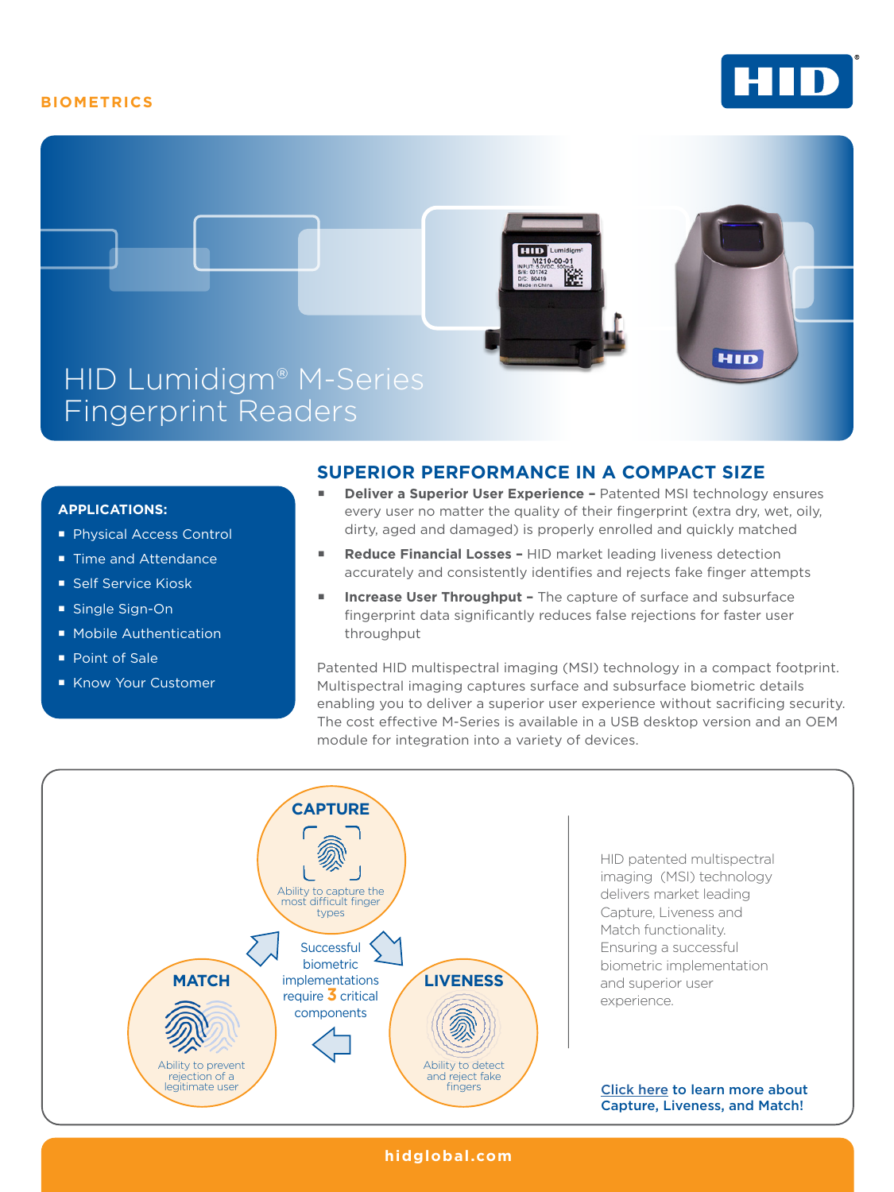BIOMETRICS

# HID Lumidigm® M-Series Fingerprint Readers

**APPLICATIONS:**

- Physical Access Control
- Time and Attendance
- Self Service Kiosk
- Single Sign-On
- Mobile Authentication
- Point of Sale
- Know Your Customer

## SUPERIOR PERFORMANCE IN A COMPACT SIZE

- **Deliver a Superior User Experience –** Patented MSI technology ensures every user no matter the quality of their fingerprint (extra dry, wet, oily, dirty, aged and damaged) is properly enrolled and quickly matched
- **Reduce Financial Losses –** HID market leading liveness detection accurately and consistently identifies and rejects fake finger attempts
- **Increase User Throughput –** The capture of surface and subsurface fingerprint data significantly reduces false rejections for faster user throughput

Patented HID multispectral imaging (MSI) technology in a compact footprint. Multispectral imaging captures surface and subsurface biometric details enabling you to deliver a superior user experience without sacrificing security. The cost effective M-Series is available in a USB desktop version and an OEM module for integration into a variety of devices.

**CAPTURE**
Ability to capture the most difficult finger types

**LIVENESS**
Ability to detect and reject fake fingers

**MATCH**
Ability to prevent rejection of a legitimate user

Successful biometric implementations require 3 critical components

HID patented multispectral imaging (MSI) technology delivers market leading Capture, Liveness and Match functionality. Ensuring a successful biometric implementation and superior user experience.

**Click here to learn more about Capture, Liveness, and Match!**

hidglobal.com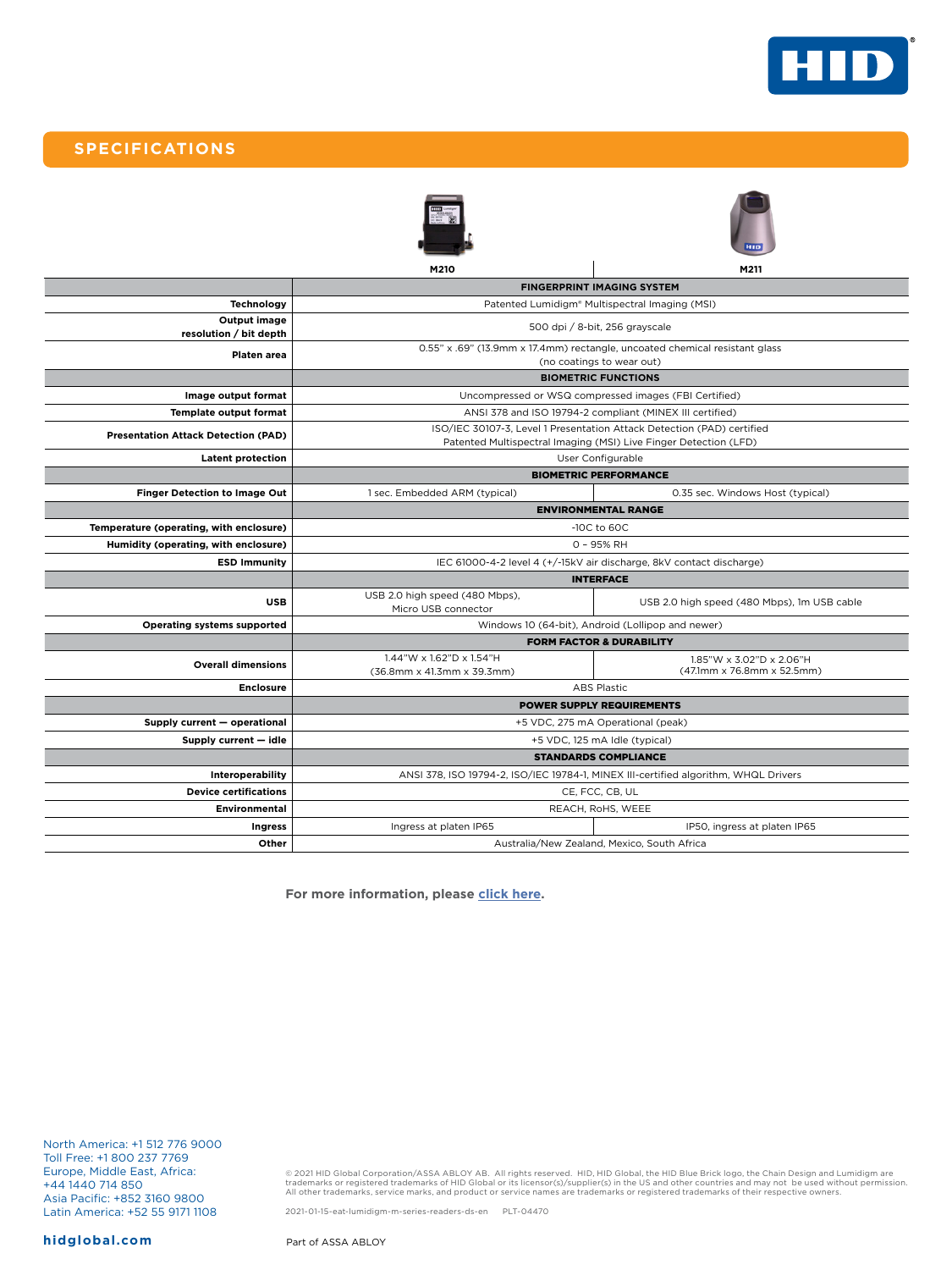## SPECIFICATIONS

| | M210 | M211 |
|---|---|---|
| | **FINGERPRINT IMAGING SYSTEM** | |
| **Technology** | Patented Lumidigm® Multispectral Imaging (MSI) | |
| **Output image resolution / bit depth** | 500 dpi / 8-bit, 256 grayscale | |
| **Platen area** | 0.55" x .69" (13.9mm x 17.4mm) rectangle, uncoated chemical resistant glass (no coatings to wear out) | |
| | **BIOMETRIC FUNCTIONS** | |
| **Image output format** | Uncompressed or WSQ compressed images (FBI Certified) | |
| **Template output format** | ANSI 378 and ISO 19794-2 compliant (MINEX III certified) | |
| **Presentation Attack Detection (PAD)** | ISO/IEC 30107-3, Level 1 Presentation Attack Detection (PAD) certified Patented Multispectral Imaging (MSI) Live Finger Detection (LFD) | |
| **Latent protection** | User Configurable | |
| | **BIOMETRIC PERFORMANCE** | |
| **Finger Detection to Image Out** | 1 sec. Embedded ARM (typical) | 0.35 sec. Windows Host (typical) |
| | **ENVIRONMENTAL RANGE** | |
| **Temperature (operating, with enclosure)** | -10C to 60C | |
| **Humidity (operating, with enclosure)** | 0 – 95% RH | |
| **ESD Immunity** | IEC 61000-4-2 level 4 (+/-15kV air discharge, 8kV contact discharge) | |
| | **INTERFACE** | |
| **USB** | USB 2.0 high speed (480 Mbps), Micro USB connector | USB 2.0 high speed (480 Mbps), 1m USB cable |
| **Operating systems supported** | Windows 10 (64-bit), Android (Lollipop and newer) | |
| | **FORM FACTOR & DURABILITY** | |
| **Overall dimensions** | 1.44"W x 1.62"D x 1.54"H (36.8mm x 41.3mm x 39.3mm) | 1.85"W x 3.02"D x 2.06"H (47.1mm x 76.8mm x 52.5mm) |
| **Enclosure** | ABS Plastic | |
| | **POWER SUPPLY REQUIREMENTS** | |
| **Supply current — operational** | +5 VDC, 275 mA Operational (peak) | |
| **Supply current — idle** | +5 VDC, 125 mA Idle (typical) | |
| | **STANDARDS COMPLIANCE** | |
| **Interoperability** | ANSI 378, ISO 19794-2, ISO/IEC 19784-1, MINEX III-certified algorithm, WHQL Drivers | |
| **Device certifications** | CE, FCC, CB, UL | |
| **Environmental** | REACH, RoHS, WEEE | |
| **Ingress** | Ingress at platen IP65 | IP50, ingress at platen IP65 |
| **Other** | Australia/New Zealand, Mexico, South Africa | |

**For more information, please click here.**

North America: +1 512 776 9000
Toll Free: +1 800 237 7769
Europe, Middle East, Africa: +44 1440 714 850
Asia Pacific: +852 3160 9800
Latin America: +52 55 9171 1108

**hidglobal.com**

© 2021 HID Global Corporation/ASSA ABLOY AB. All rights reserved. HID, HID Global, the HID Blue Brick logo, the Chain Design and Lumidigm are trademarks or registered trademarks of HID Global or its licensor(s)/supplier(s) in the US and other countries and may not be used without permission. All other trademarks, service marks, and product or service names are trademarks or registered trademarks of their respective owners.

2021-01-15-eat-lumidigm-m-series-readers-ds-en PLT-04470

Part of ASSA ABLOY